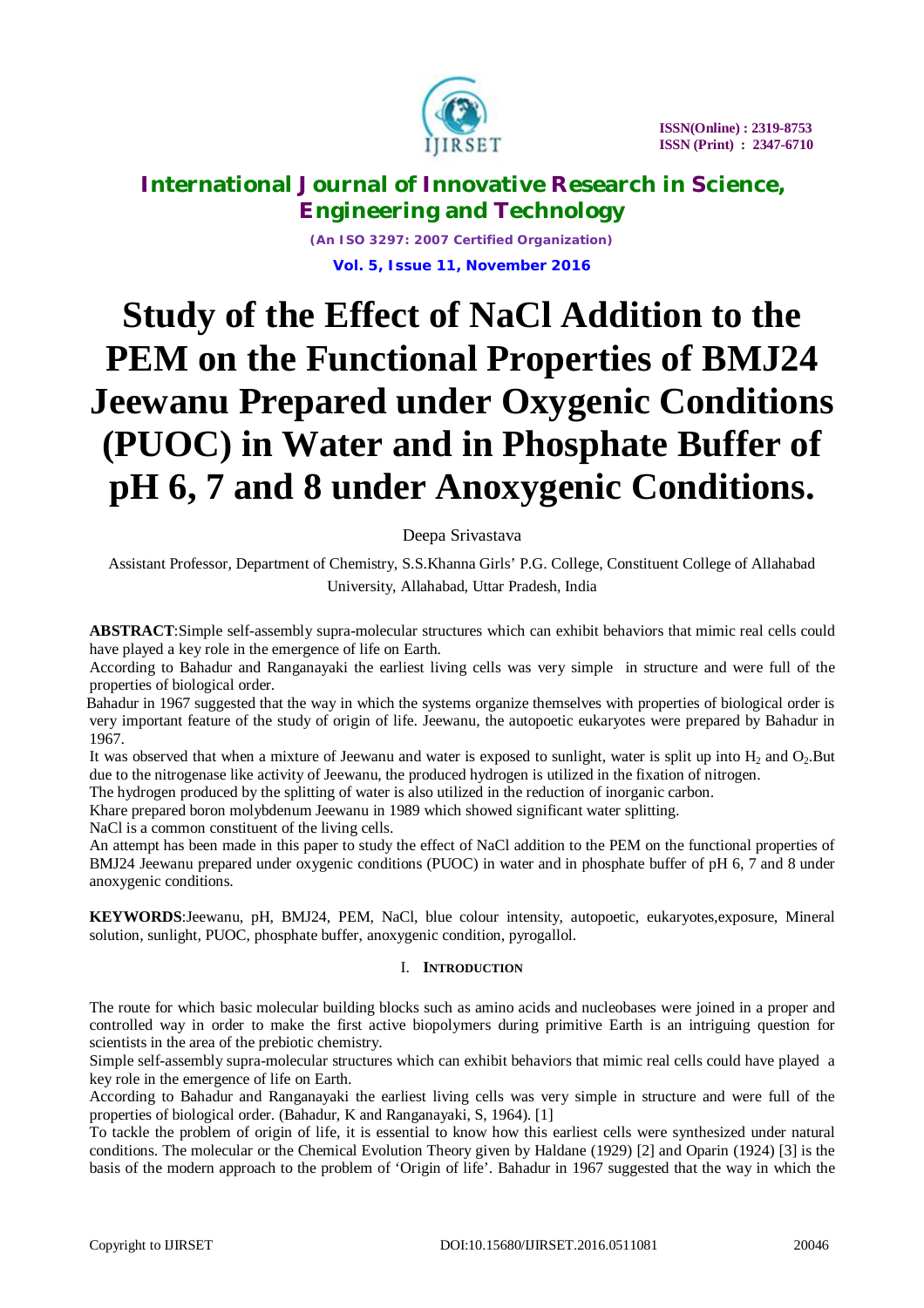# Study of the Effect of NaCl Addition to the PEM on the Functional Properties of BMJ24 Jeewanu Prepared under Oxygenic Conditions (PUOC) in Water and in Phosphate Buffer of pH 6, 7 and 8 under Anoxygenic Conditions.

Deepa Srivastava

Assistant Professor, Department of Chemistry, S.S.Khanna Girls' P.G. College, Constituent College of Allahabad University, Allahabad, Uttar Pradesh, India

**ABSTRACT**:Simple self-assembly supra-molecular structures which can exhibit behaviors that mimic real cells could have played a key role in the emergence of life on Earth.

According to Bahadur and Ranganayaki the earliest living cells was very simple in structure and were full of the properties of biological order.

Bahadur in 1967 suggested that the way in which the systems organize themselves with properties of biological order is very important feature of the study of origin of life. Jeewanu, the autopoetic eukaryotes were prepared by Bahadur in 1967.

It was observed that when a mixture of Jeewanu and water is exposed to sunlight, water is split up into $H_2$ and $O_2$.But due to the nitrogenase like activity of Jeewanu, the produced hydrogen is utilized in the fixation of nitrogen.

The hydrogen produced by the splitting of water is also utilized in the reduction of inorganic carbon.

Khare prepared boron molybdenum Jeewanu in 1989 which showed significant water splitting.

NaCl is a common constituent of the living cells.

An attempt has been made in this paper to study the effect of NaCl addition to the PEM on the functional properties of BMJ24 Jeewanu prepared under oxygenic conditions (PUOC) in water and in phosphate buffer of pH 6, 7 and 8 under anoxygenic conditions.

**KEYWORDS**:Jeewanu, pH, BMJ24, PEM, NaCl, blue colour intensity, autopoetic, eukaryotes,exposure, Mineral solution, sunlight, PUOC, phosphate buffer, anoxygenic condition, pyrogallol.

## I. INTRODUCTION

The route for which basic molecular building blocks such as amino acids and nucleobases were joined in a proper and controlled way in order to make the first active biopolymers during primitive Earth is an intriguing question for scientists in the area of the prebiotic chemistry.

Simple self-assembly supra-molecular structures which can exhibit behaviors that mimic real cells could have played a key role in the emergence of life on Earth.

According to Bahadur and Ranganayaki the earliest living cells was very simple in structure and were full of the properties of biological order. (Bahadur, K and Ranganayaki, S, 1964). [1]

To tackle the problem of origin of life, it is essential to know how this earliest cells were synthesized under natural conditions. The molecular or the Chemical Evolution Theory given by Haldane (1929) [2] and Oparin (1924) [3] is the basis of the modern approach to the problem of 'Origin of life'. Bahadur in 1967 suggested that the way in which the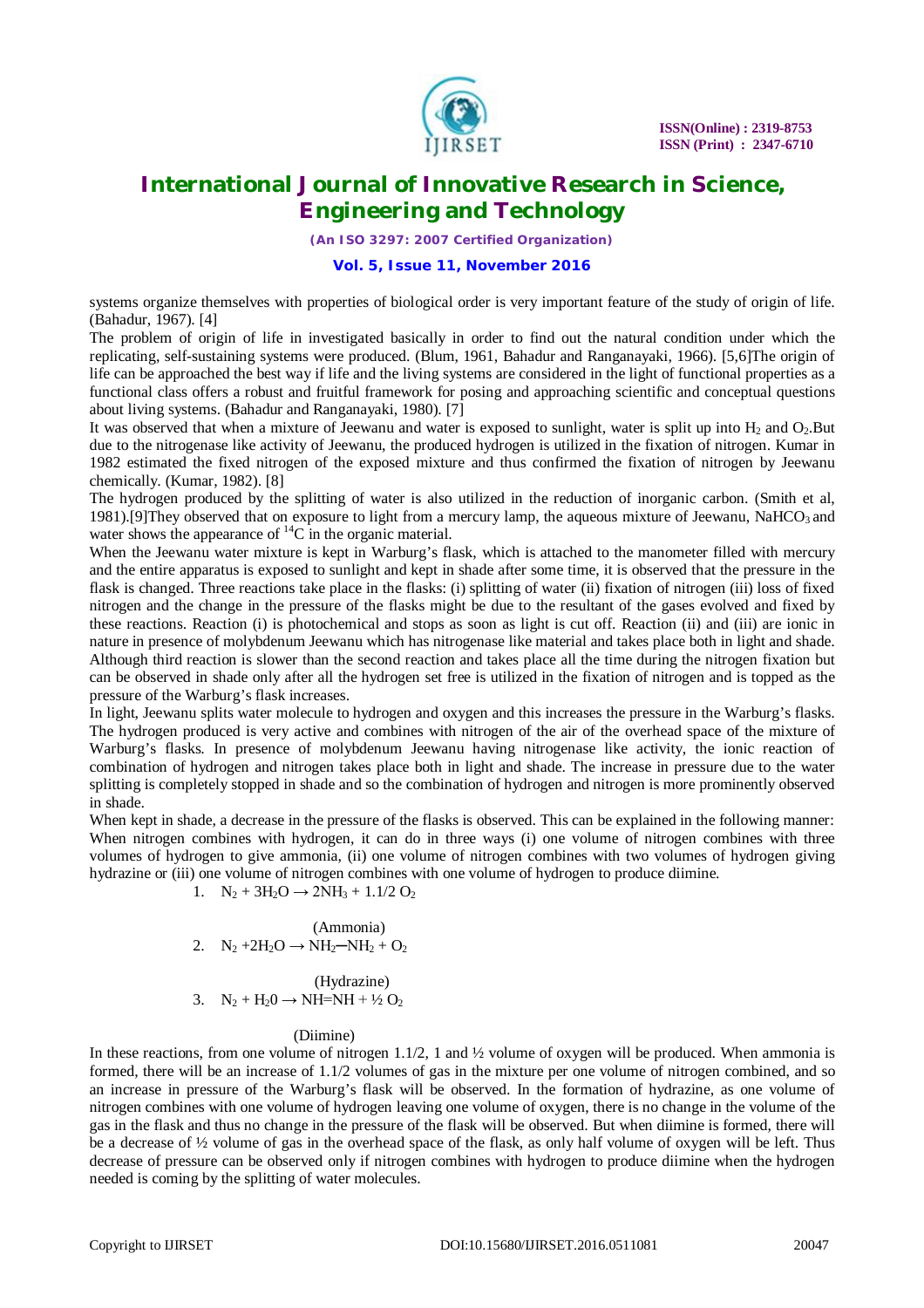systems organize themselves with properties of biological order is very important feature of the study of origin of life. (Bahadur, 1967). [4]

The problem of origin of life in investigated basically in order to find out the natural condition under which the replicating, self-sustaining systems were produced. (Blum, 1961, Bahadur and Ranganayaki, 1966). [5,6]The origin of life can be approached the best way if life and the living systems are considered in the light of functional properties as a functional class offers a robust and fruitful framework for posing and approaching scientific and conceptual questions about living systems. (Bahadur and Ranganayaki, 1980). [7]

It was observed that when a mixture of Jeewanu and water is exposed to sunlight, water is split up into $H_2$ and $O_2$.But due to the nitrogenase like activity of Jeewanu, the produced hydrogen is utilized in the fixation of nitrogen. Kumar in 1982 estimated the fixed nitrogen of the exposed mixture and thus confirmed the fixation of nitrogen by Jeewanu chemically. (Kumar, 1982). [8]

The hydrogen produced by the splitting of water is also utilized in the reduction of inorganic carbon. (Smith et al, 1981).[9]They observed that on exposure to light from a mercury lamp, the aqueous mixture of Jeewanu, $NaHCO_3$ and water shows the appearance of $^{14}C$ in the organic material.

When the Jeewanu water mixture is kept in Warburg's flask, which is attached to the manometer filled with mercury and the entire apparatus is exposed to sunlight and kept in shade after some time, it is observed that the pressure in the flask is changed. Three reactions take place in the flasks: (i) splitting of water (ii) fixation of nitrogen (iii) loss of fixed nitrogen and the change in the pressure of the flasks might be due to the resultant of the gases evolved and fixed by these reactions. Reaction (i) is photochemical and stops as soon as light is cut off. Reaction (ii) and (iii) are ionic in nature in presence of molybdenum Jeewanu which has nitrogenase like material and takes place both in light and shade. Although third reaction is slower than the second reaction and takes place all the time during the nitrogen fixation but can be observed in shade only after all the hydrogen set free is utilized in the fixation of nitrogen and is topped as the pressure of the Warburg's flask increases.

In light, Jeewanu splits water molecule to hydrogen and oxygen and this increases the pressure in the Warburg's flasks. The hydrogen produced is very active and combines with nitrogen of the air of the overhead space of the mixture of Warburg's flasks. In presence of molybdenum Jeewanu having nitrogenase like activity, the ionic reaction of combination of hydrogen and nitrogen takes place both in light and shade. The increase in pressure due to the water splitting is completely stopped in shade and so the combination of hydrogen and nitrogen is more prominently observed in shade.

When kept in shade, a decrease in the pressure of the flasks is observed. This can be explained in the following manner: When nitrogen combines with hydrogen, it can do in three ways (i) one volume of nitrogen combines with three volumes of hydrogen to give ammonia, (ii) one volume of nitrogen combines with two volumes of hydrogen giving hydrazine or (iii) one volume of nitrogen combines with one volume of hydrogen to produce diimine.

1. $N_2 + 3H_2O \rightarrow 2NH_3 + 1.1/2\ O_2$

   (Ammonia)

2. $N_2 + 2H_2O \rightarrow NH_2\text{—}NH_2 + O_2$

   (Hydrazine)

3. $N_2 + H_20 \rightarrow NH\text{=}NH + ½\ O_2$

   (Diimine)

In these reactions, from one volume of nitrogen 1.1/2, 1 and ½ volume of oxygen will be produced. When ammonia is formed, there will be an increase of 1.1/2 volumes of gas in the mixture per one volume of nitrogen combined, and so an increase in pressure of the Warburg's flask will be observed. In the formation of hydrazine, as one volume of nitrogen combines with one volume of hydrogen leaving one volume of oxygen, there is no change in the volume of the gas in the flask and thus no change in the pressure of the flask will be observed. But when diimine is formed, there will be a decrease of ½ volume of gas in the overhead space of the flask, as only half volume of oxygen will be left. Thus decrease of pressure can be observed only if nitrogen combines with hydrogen to produce diimine when the hydrogen needed is coming by the splitting of water molecules.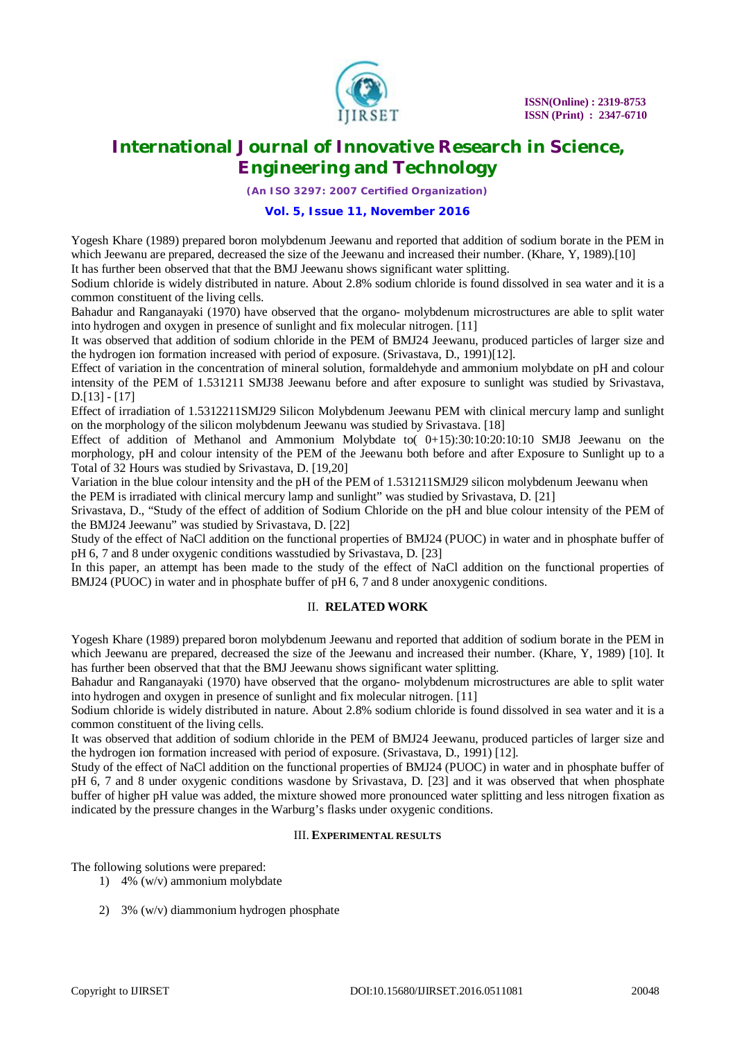Yogesh Khare (1989) prepared boron molybdenum Jeewanu and reported that addition of sodium borate in the PEM in which Jeewanu are prepared, decreased the size of the Jeewanu and increased their number. (Khare, Y, 1989).[10]

It has further been observed that that the BMJ Jeewanu shows significant water splitting.

Sodium chloride is widely distributed in nature. About 2.8% sodium chloride is found dissolved in sea water and it is a common constituent of the living cells.

Bahadur and Ranganayaki (1970) have observed that the organo- molybdenum microstructures are able to split water into hydrogen and oxygen in presence of sunlight and fix molecular nitrogen. [11]

It was observed that addition of sodium chloride in the PEM of BMJ24 Jeewanu, produced particles of larger size and the hydrogen ion formation increased with period of exposure. (Srivastava, D., 1991)[12].

Effect of variation in the concentration of mineral solution, formaldehyde and ammonium molybdate on pH and colour intensity of the PEM of 1.531211 SMJ38 Jeewanu before and after exposure to sunlight was studied by Srivastava, D.[13] - [17]

Effect of irradiation of 1.5312211SMJ29 Silicon Molybdenum Jeewanu PEM with clinical mercury lamp and sunlight on the morphology of the silicon molybdenum Jeewanu was studied by Srivastava. [18]

Effect of addition of Methanol and Ammonium Molybdate to( 0+15):30:10:20:10:10 SMJ8 Jeewanu on the morphology, pH and colour intensity of the PEM of the Jeewanu both before and after Exposure to Sunlight up to a Total of 32 Hours was studied by Srivastava, D. [19,20]

Variation in the blue colour intensity and the pH of the PEM of 1.531211SMJ29 silicon molybdenum Jeewanu when the PEM is irradiated with clinical mercury lamp and sunlight" was studied by Srivastava, D. [21]

Srivastava, D., "Study of the effect of addition of Sodium Chloride on the pH and blue colour intensity of the PEM of the BMJ24 Jeewanu" was studied by Srivastava, D. [22]

Study of the effect of NaCl addition on the functional properties of BMJ24 (PUOC) in water and in phosphate buffer of pH 6, 7 and 8 under oxygenic conditions wasstudied by Srivastava, D. [23]

In this paper, an attempt has been made to the study of the effect of NaCl addition on the functional properties of BMJ24 (PUOC) in water and in phosphate buffer of pH 6, 7 and 8 under anoxygenic conditions.

## II. RELATED WORK

Yogesh Khare (1989) prepared boron molybdenum Jeewanu and reported that addition of sodium borate in the PEM in which Jeewanu are prepared, decreased the size of the Jeewanu and increased their number. (Khare, Y, 1989) [10]. It has further been observed that that the BMJ Jeewanu shows significant water splitting.

Bahadur and Ranganayaki (1970) have observed that the organo- molybdenum microstructures are able to split water into hydrogen and oxygen in presence of sunlight and fix molecular nitrogen. [11]

Sodium chloride is widely distributed in nature. About 2.8% sodium chloride is found dissolved in sea water and it is a common constituent of the living cells.

It was observed that addition of sodium chloride in the PEM of BMJ24 Jeewanu, produced particles of larger size and the hydrogen ion formation increased with period of exposure. (Srivastava, D., 1991) [12].

Study of the effect of NaCl addition on the functional properties of BMJ24 (PUOC) in water and in phosphate buffer of pH 6, 7 and 8 under oxygenic conditions wasdone by Srivastava, D. [23] and it was observed that when phosphate buffer of higher pH value was added, the mixture showed more pronounced water splitting and less nitrogen fixation as indicated by the pressure changes in the Warburg's flasks under oxygenic conditions.

## III. EXPERIMENTAL RESULTS

The following solutions were prepared:

1) 4% (w/v) ammonium molybdate

2) 3% (w/v) diammonium hydrogen phosphate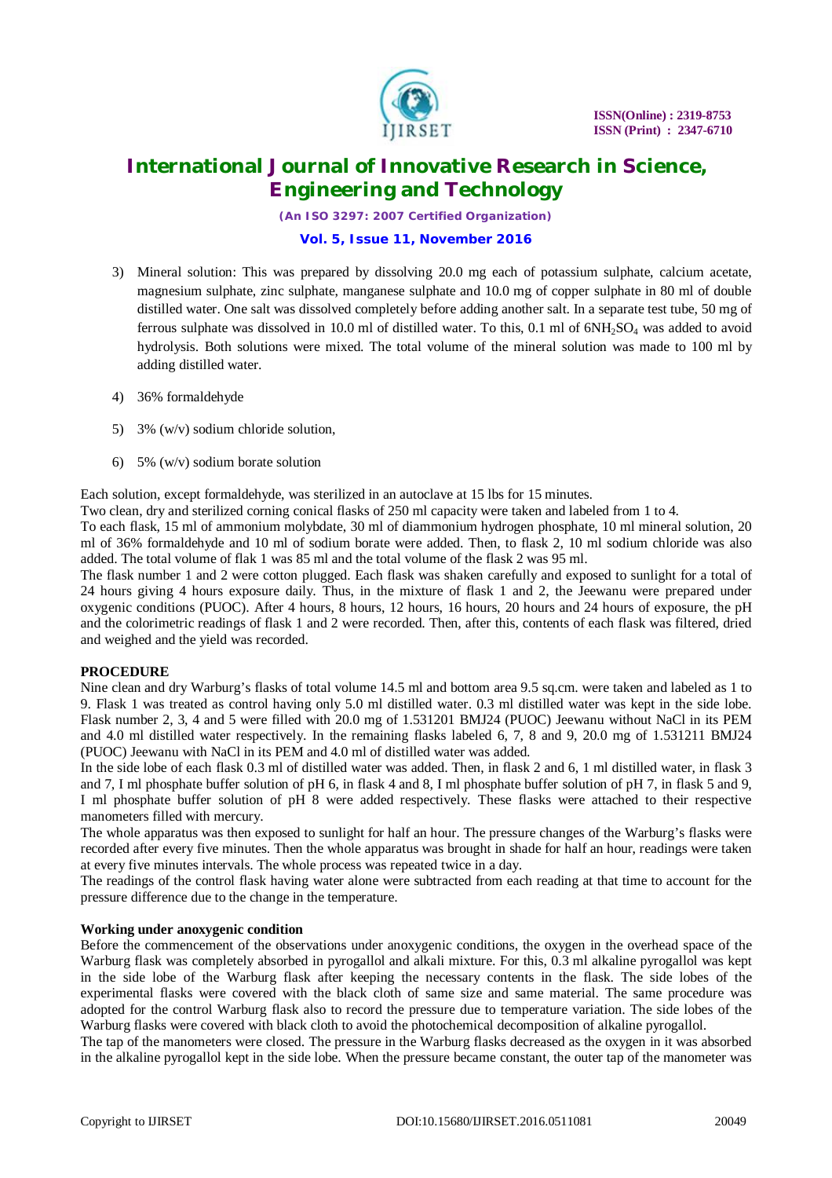3) Mineral solution: This was prepared by dissolving 20.0 mg each of potassium sulphate, calcium acetate, magnesium sulphate, zinc sulphate, manganese sulphate and 10.0 mg of copper sulphate in 80 ml of double distilled water. One salt was dissolved completely before adding another salt. In a separate test tube, 50 mg of ferrous sulphate was dissolved in 10.0 ml of distilled water. To this, 0.1 ml of $6NH_2SO_4$ was added to avoid hydrolysis. Both solutions were mixed. The total volume of the mineral solution was made to 100 ml by adding distilled water.

4) 36% formaldehyde

5) 3% (w/v) sodium chloride solution,

6) 5% (w/v) sodium borate solution

Each solution, except formaldehyde, was sterilized in an autoclave at 15 lbs for 15 minutes.

Two clean, dry and sterilized corning conical flasks of 250 ml capacity were taken and labeled from 1 to 4.

To each flask, 15 ml of ammonium molybdate, 30 ml of diammonium hydrogen phosphate, 10 ml mineral solution, 20 ml of 36% formaldehyde and 10 ml of sodium borate were added. Then, to flask 2, 10 ml sodium chloride was also added. The total volume of flak 1 was 85 ml and the total volume of the flask 2 was 95 ml.

The flask number 1 and 2 were cotton plugged. Each flask was shaken carefully and exposed to sunlight for a total of 24 hours giving 4 hours exposure daily. Thus, in the mixture of flask 1 and 2, the Jeewanu were prepared under oxygenic conditions (PUOC). After 4 hours, 8 hours, 12 hours, 16 hours, 20 hours and 24 hours of exposure, the pH and the colorimetric readings of flask 1 and 2 were recorded. Then, after this, contents of each flask was filtered, dried and weighed and the yield was recorded.

**PROCEDURE**

Nine clean and dry Warburg's flasks of total volume 14.5 ml and bottom area 9.5 sq.cm. were taken and labeled as 1 to 9. Flask 1 was treated as control having only 5.0 ml distilled water. 0.3 ml distilled water was kept in the side lobe. Flask number 2, 3, 4 and 5 were filled with 20.0 mg of 1.531201 BMJ24 (PUOC) Jeewanu without NaCl in its PEM and 4.0 ml distilled water respectively. In the remaining flasks labeled 6, 7, 8 and 9, 20.0 mg of 1.531211 BMJ24 (PUOC) Jeewanu with NaCl in its PEM and 4.0 ml of distilled water was added.

In the side lobe of each flask 0.3 ml of distilled water was added. Then, in flask 2 and 6, 1 ml distilled water, in flask 3 and 7, I ml phosphate buffer solution of pH 6, in flask 4 and 8, I ml phosphate buffer solution of pH 7, in flask 5 and 9, I ml phosphate buffer solution of pH 8 were added respectively. These flasks were attached to their respective manometers filled with mercury.

The whole apparatus was then exposed to sunlight for half an hour. The pressure changes of the Warburg's flasks were recorded after every five minutes. Then the whole apparatus was brought in shade for half an hour, readings were taken at every five minutes intervals. The whole process was repeated twice in a day.

The readings of the control flask having water alone were subtracted from each reading at that time to account for the pressure difference due to the change in the temperature.

**Working under anoxygenic condition**

Before the commencement of the observations under anoxygenic conditions, the oxygen in the overhead space of the Warburg flask was completely absorbed in pyrogallol and alkali mixture. For this, 0.3 ml alkaline pyrogallol was kept in the side lobe of the Warburg flask after keeping the necessary contents in the flask. The side lobes of the experimental flasks were covered with the black cloth of same size and same material. The same procedure was adopted for the control Warburg flask also to record the pressure due to temperature variation. The side lobes of the Warburg flasks were covered with black cloth to avoid the photochemical decomposition of alkaline pyrogallol.

The tap of the manometers were closed. The pressure in the Warburg flasks decreased as the oxygen in it was absorbed in the alkaline pyrogallol kept in the side lobe. When the pressure became constant, the outer tap of the manometer was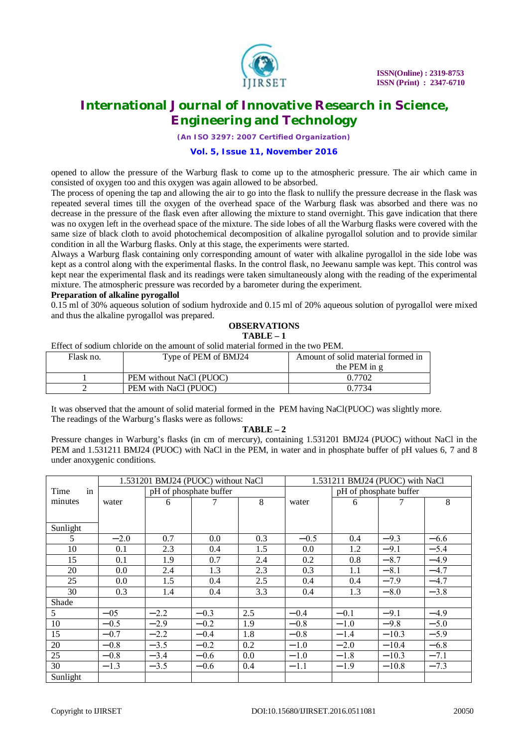opened to allow the pressure of the Warburg flask to come up to the atmospheric pressure. The air which came in consisted of oxygen too and this oxygen was again allowed to be absorbed.

The process of opening the tap and allowing the air to go into the flask to nullify the pressure decrease in the flask was repeated several times till the oxygen of the overhead space of the Warburg flask was absorbed and there was no decrease in the pressure of the flask even after allowing the mixture to stand overnight. This gave indication that there was no oxygen left in the overhead space of the mixture. The side lobes of all the Warburg flasks were covered with the same size of black cloth to avoid photochemical decomposition of alkaline pyrogallol solution and to provide similar condition in all the Warburg flasks. Only at this stage, the experiments were started.

Always a Warburg flask containing only corresponding amount of water with alkaline pyrogallol in the side lobe was kept as a control along with the experimental flasks. In the control flask, no Jeewanu sample was kept. This control was kept near the experimental flask and its readings were taken simultaneously along with the reading of the experimental mixture. The atmospheric pressure was recorded by a barometer during the experiment.

**Preparation of alkaline pyrogallol**

0.15 ml of 30% aqueous solution of sodium hydroxide and 0.15 ml of 20% aqueous solution of pyrogallol were mixed and thus the alkaline pyrogallol was prepared.

**OBSERVATIONS**

**TABLE – 1**

Effect of sodium chloride on the amount of solid material formed in the two PEM.

| Flask no. | Type of PEM of BMJ24 | Amount of solid material formed in the PEM in g |
|---|---|---|
| 1 | PEM without NaCl (PUOC) | 0.7702 |
| 2 | PEM with NaCl (PUOC) | 0.7734 |

It was observed that the amount of solid material formed in the PEM having NaCl(PUOC) was slightly more.
The readings of the Warburg's flasks were as follows:

**TABLE – 2**

Pressure changes in Warburg's flasks (in cm of mercury), containing 1.531201 BMJ24 (PUOC) without NaCl in the PEM and 1.531211 BMJ24 (PUOC) with NaCl in the PEM, in water and in phosphate buffer of pH values 6, 7 and 8 under anoxygenic conditions.

| Time in minutes | 1.531201 BMJ24 (PUOC) without NaCl | | | | 1.531211 BMJ24 (PUOC) with NaCl | | | |
|---|---|---|---|---|---|---|---|---|
| | water | pH of phosphate buffer | | | water | pH of phosphate buffer | | |
| | | 6 | 7 | 8 | | 6 | 7 | 8 |
| Sunlight | | | | | | | | |
| 5 | −2.0 | 0.7 | 0.0 | 0.3 | −0.5 | 0.4 | −9.3 | −6.6 |
| 10 | 0.1 | 2.3 | 0.4 | 1.5 | 0.0 | 1.2 | −9.1 | −5.4 |
| 15 | 0.1 | 1.9 | 0.7 | 2.4 | 0.2 | 0.8 | −8.7 | −4.9 |
| 20 | 0.0 | 2.4 | 1.3 | 2.3 | 0.3 | 1.1 | −8.1 | −4.7 |
| 25 | 0.0 | 1.5 | 0.4 | 2.5 | 0.4 | 0.4 | −7.9 | −4.7 |
| 30 | 0.3 | 1.4 | 0.4 | 3.3 | 0.4 | 1.3 | −8.0 | −3.8 |
| Shade | | | | | | | | |
| 5 | −05 | −2.2 | −0.3 | 2.5 | −0.4 | −0.1 | −9.1 | −4.9 |
| 10 | −0.5 | −2.9 | −0.2 | 1.9 | −0.8 | −1.0 | −9.8 | −5.0 |
| 15 | −0.7 | −2.2 | −0.4 | 1.8 | −0.8 | −1.4 | −10.3 | −5.9 |
| 20 | −0.8 | −3.5 | −0.2 | 0.2 | −1.0 | −2.0 | −10.4 | −6.8 |
| 25 | −0.8 | −3.4 | −0.6 | 0.0 | −1.0 | −1.8 | −10.3 | −7.1 |
| 30 | −1.3 | −3.5 | −0.6 | 0.4 | −1.1 | −1.9 | −10.8 | −7.3 |
| Sunlight | | | | | | | | |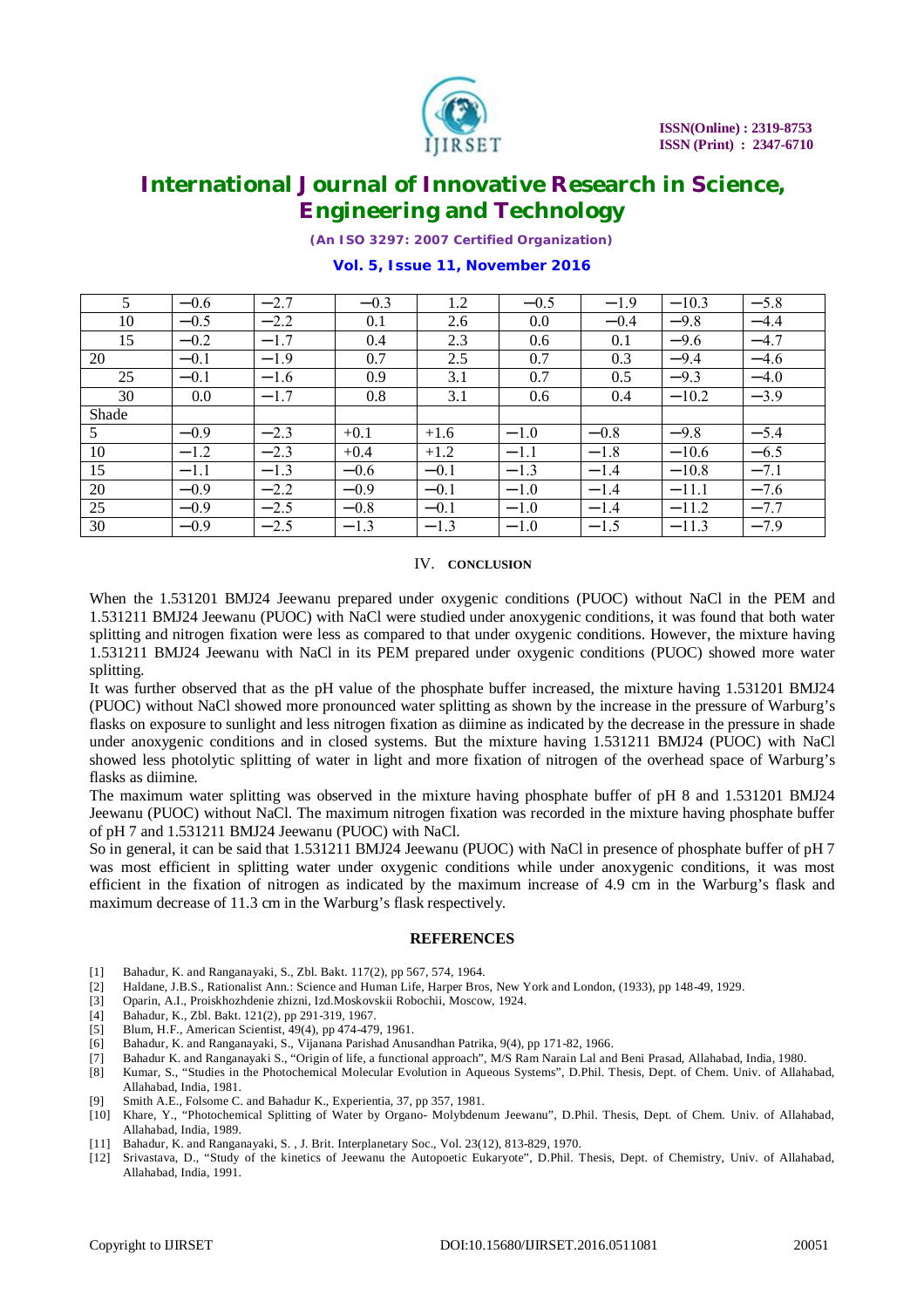| | | | | | | | | |
|---|---|---|---|---|---|---|---|---|
| 5 | −0.6 | −2.7 | −0.3 | 1.2 | −0.5 | −1.9 | −10.3 | −5.8 |
| 10 | −0.5 | −2.2 | 0.1 | 2.6 | 0.0 | −0.4 | −9.8 | −4.4 |
| 15 | −0.2 | −1.7 | 0.4 | 2.3 | 0.6 | 0.1 | −9.6 | −4.7 |
| 20 | −0.1 | −1.9 | 0.7 | 2.5 | 0.7 | 0.3 | −9.4 | −4.6 |
| 25 | −0.1 | −1.6 | 0.9 | 3.1 | 0.7 | 0.5 | −9.3 | −4.0 |
| 30 | 0.0 | −1.7 | 0.8 | 3.1 | 0.6 | 0.4 | −10.2 | −3.9 |
| Shade | | | | | | | | |
| 5 | −0.9 | −2.3 | +0.1 | +1.6 | −1.0 | −0.8 | −9.8 | −5.4 |
| 10 | −1.2 | −2.3 | +0.4 | +1.2 | −1.1 | −1.8 | −10.6 | −6.5 |
| 15 | −1.1 | −1.3 | −0.6 | −0.1 | −1.3 | −1.4 | −10.8 | −7.1 |
| 20 | −0.9 | −2.2 | −0.9 | −0.1 | −1.0 | −1.4 | −11.1 | −7.6 |
| 25 | −0.9 | −2.5 | −0.8 | −0.1 | −1.0 | −1.4 | −11.2 | −7.7 |
| 30 | −0.9 | −2.5 | −1.3 | −1.3 | −1.0 | −1.5 | −11.3 | −7.9 |

## IV. CONCLUSION

When the 1.531201 BMJ24 Jeewanu prepared under oxygenic conditions (PUOC) without NaCl in the PEM and 1.531211 BMJ24 Jeewanu (PUOC) with NaCl were studied under anoxygenic conditions, it was found that both water splitting and nitrogen fixation were less as compared to that under oxygenic conditions. However, the mixture having 1.531211 BMJ24 Jeewanu with NaCl in its PEM prepared under oxygenic conditions (PUOC) showed more water splitting.

It was further observed that as the pH value of the phosphate buffer increased, the mixture having 1.531201 BMJ24 (PUOC) without NaCl showed more pronounced water splitting as shown by the increase in the pressure of Warburg's flasks on exposure to sunlight and less nitrogen fixation as diimine as indicated by the decrease in the pressure in shade under anoxygenic conditions and in closed systems. But the mixture having 1.531211 BMJ24 (PUOC) with NaCl showed less photolytic splitting of water in light and more fixation of nitrogen of the overhead space of Warburg's flasks as diimine.

The maximum water splitting was observed in the mixture having phosphate buffer of pH 8 and 1.531201 BMJ24 Jeewanu (PUOC) without NaCl. The maximum nitrogen fixation was recorded in the mixture having phosphate buffer of pH 7 and 1.531211 BMJ24 Jeewanu (PUOC) with NaCl.

So in general, it can be said that 1.531211 BMJ24 Jeewanu (PUOC) with NaCl in presence of phosphate buffer of pH 7 was most efficient in splitting water under oxygenic conditions while under anoxygenic conditions, it was most efficient in the fixation of nitrogen as indicated by the maximum increase of 4.9 cm in the Warburg's flask and maximum decrease of 11.3 cm in the Warburg's flask respectively.

## REFERENCES

[1] Bahadur, K. and Ranganayaki, S., Zbl. Bakt. 117(2), pp 567, 574, 1964.
[2] Haldane, J.B.S., Rationalist Ann.: Science and Human Life, Harper Bros, New York and London, (1933), pp 148-49, 1929.
[3] Oparin, A.I., Proiskhozhdenie zhizni, Izd.Moskovskii Robochii, Moscow, 1924.
[4] Bahadur, K., Zbl. Bakt. 121(2), pp 291-319, 1967.
[5] Blum, H.F., American Scientist, 49(4), pp 474-479, 1961.
[6] Bahadur, K. and Ranganayaki, S., Vijanana Parishad Anusandhan Patrika, 9(4), pp 171-82, 1966.
[7] Bahadur K. and Ranganayaki S., "Origin of life, a functional approach", M/S Ram Narain Lal and Beni Prasad, Allahabad, India, 1980.
[8] Kumar, S., "Studies in the Photochemical Molecular Evolution in Aqueous Systems", D.Phil. Thesis, Dept. of Chem. Univ. of Allahabad, Allahabad, India, 1981.
[9] Smith A.E., Folsome C. and Bahadur K., Experientia, 37, pp 357, 1981.
[10] Khare, Y., "Photochemical Splitting of Water by Organo- Molybdenum Jeewanu", D.Phil. Thesis, Dept. of Chem. Univ. of Allahabad, Allahabad, India, 1989.
[11] Bahadur, K. and Ranganayaki, S. , J. Brit. Interplanetary Soc., Vol. 23(12), 813-829, 1970.
[12] Srivastava, D., "Study of the kinetics of Jeewanu the Autopoetic Eukaryote", D.Phil. Thesis, Dept. of Chemistry, Univ. of Allahabad, Allahabad, India, 1991.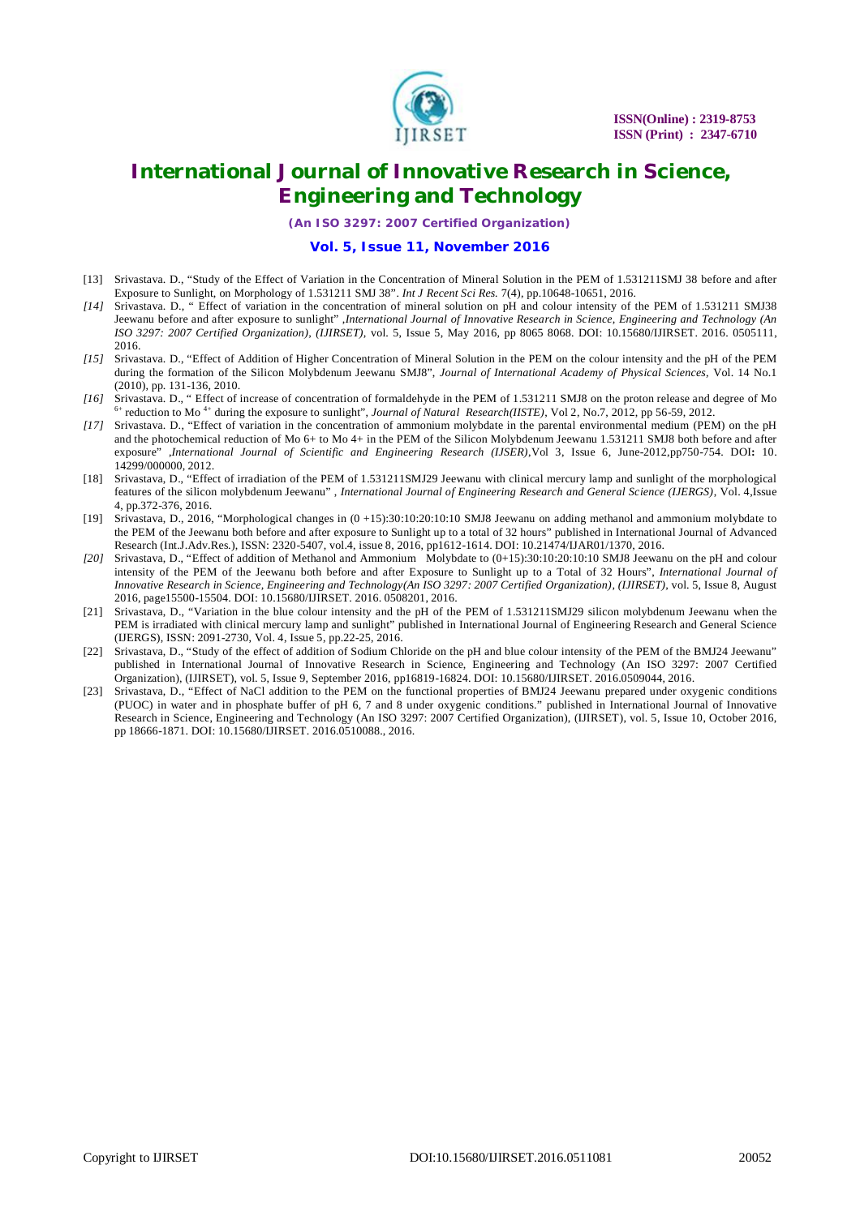[13] Srivastava. D., "Study of the Effect of Variation in the Concentration of Mineral Solution in the PEM of 1.531211SMJ 38 before and after Exposure to Sunlight, on Morphology of 1.531211 SMJ 38". *Int J Recent Sci Res.* 7(4), pp.10648-10651, 2016.

*[14]* Srivastava. D., " Effect of variation in the concentration of mineral solution on pH and colour intensity of the PEM of 1.531211 SMJ38 Jeewanu before and after exposure to sunlight" ,*International Journal of Innovative Research in Science, Engineering and Technology (An ISO 3297: 2007 Certified Organization), (IJIRSET),* vol. 5, Issue 5, May 2016, pp 8065 8068. DOI: 10.15680/IJIRSET. 2016. 0505111, 2016.

*[15]* Srivastava. D., "Effect of Addition of Higher Concentration of Mineral Solution in the PEM on the colour intensity and the pH of the PEM during the formation of the Silicon Molybdenum Jeewanu SMJ8", *Journal of International Academy of Physical Sciences,* Vol. 14 No.1 (2010), pp. 131-136, 2010.

*[16]* Srivastava. D., " Effect of increase of concentration of formaldehyde in the PEM of 1.531211 SMJ8 on the proton release and degree of Mo $^{6+}$ reduction to Mo $^{4+}$ during the exposure to sunlight", *Journal of Natural Research(IISTE),* Vol 2, No.7, 2012, pp 56-59, 2012.

*[17]* Srivastava. D., "Effect of variation in the concentration of ammonium molybdate in the parental environmental medium (PEM) on the pH and the photochemical reduction of Mo 6+ to Mo 4+ in the PEM of the Silicon Molybdenum Jeewanu 1.531211 SMJ8 both before and after exposure" ,*International Journal of Scientific and Engineering Research (IJSER)*,Vol 3, Issue 6, June-2012,pp750-754. DOI**:** 10. 14299/000000, 2012.

[18] Srivastava, D., "Effect of irradiation of the PEM of 1.531211SMJ29 Jeewanu with clinical mercury lamp and sunlight of the morphological features of the silicon molybdenum Jeewanu" , *International Journal of Engineering Research and General Science (IJERGS),* Vol. 4,Issue 4, pp.372-376, 2016.

[19] Srivastava, D., 2016, "Morphological changes in (0 +15):30:10:20:10:10 SMJ8 Jeewanu on adding methanol and ammonium molybdate to the PEM of the Jeewanu both before and after exposure to Sunlight up to a total of 32 hours" published in International Journal of Advanced Research (Int.J.Adv.Res.), ISSN: 2320-5407, vol.4, issue 8, 2016, pp1612-1614. DOI: 10.21474/IJAR01/1370, 2016.

*[20]* Srivastava, D., "Effect of addition of Methanol and Ammonium Molybdate to (0+15):30:10:20:10:10 SMJ8 Jeewanu on the pH and colour intensity of the PEM of the Jeewanu both before and after Exposure to Sunlight up to a Total of 32 Hours", *International Journal of Innovative Research in Science, Engineering and Technology(An ISO 3297: 2007 Certified Organization), (IJIRSET),* vol. 5, Issue 8, August 2016, page15500-15504. DOI: 10.15680/IJIRSET. 2016. 0508201, 2016.

[21] Srivastava, D., "Variation in the blue colour intensity and the pH of the PEM of 1.531211SMJ29 silicon molybdenum Jeewanu when the PEM is irradiated with clinical mercury lamp and sunlight" published in International Journal of Engineering Research and General Science (IJERGS), ISSN: 2091-2730, Vol. 4, Issue 5, pp.22-25, 2016.

[22] Srivastava, D., "Study of the effect of addition of Sodium Chloride on the pH and blue colour intensity of the PEM of the BMJ24 Jeewanu" published in International Journal of Innovative Research in Science, Engineering and Technology (An ISO 3297: 2007 Certified Organization), (IJIRSET), vol. 5, Issue 9, September 2016, pp16819-16824. DOI: 10.15680/IJIRSET. 2016.0509044, 2016.

[23] Srivastava, D., "Effect of NaCl addition to the PEM on the functional properties of BMJ24 Jeewanu prepared under oxygenic conditions (PUOC) in water and in phosphate buffer of pH 6, 7 and 8 under oxygenic conditions." published in International Journal of Innovative Research in Science, Engineering and Technology (An ISO 3297: 2007 Certified Organization), (IJIRSET), vol. 5, Issue 10, October 2016, pp 18666-1871. DOI: 10.15680/IJIRSET. 2016.0510088., 2016.